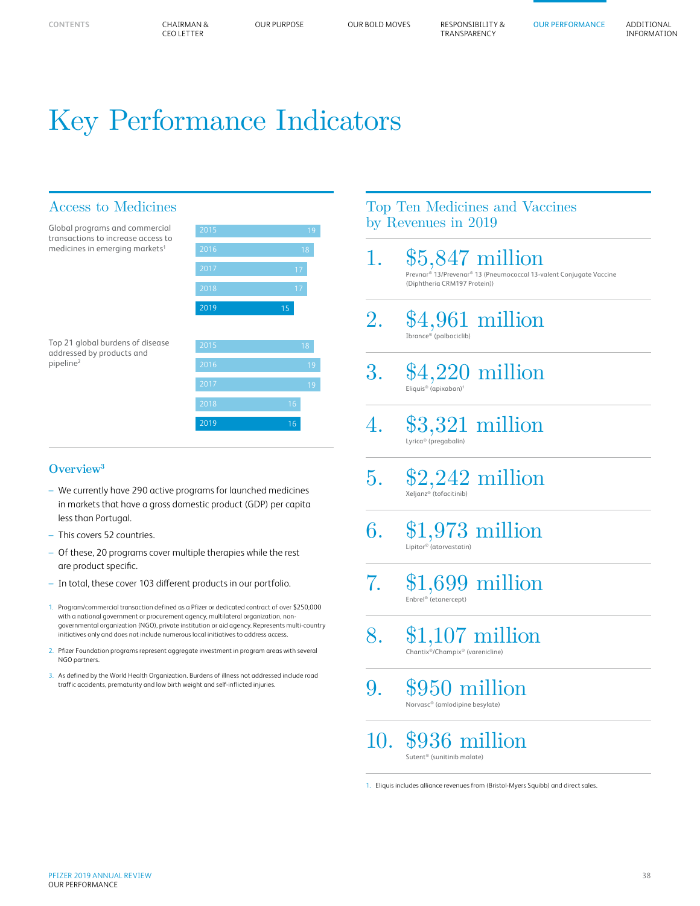# Key Performance Indicators

## Access to Medicines

Global programs and commercial transactions to increase access to medicines in emerging markets[1]

| Year | Value |
|---|---|
| 2015 | 19 |
| 2016 | 18 |
| 2017 | 17 |
| 2018 | 17 |
| 2019 | 15 |

Top 21 global burdens of disease addressed by products and pipeline[2]

| Year | Value |
|---|---|
| 2015 | 18 |
| 2016 | 19 |
| 2017 | 19 |
| 2018 | 16 |
| 2019 | 16 |

### Overview[3]

- We currently have 290 active programs for launched medicines in markets that have a gross domestic product (GDP) per capita less than Portugal.
- This covers 52 countries.
- Of these, 20 programs cover multiple therapies while the rest are product specific.
- In total, these cover 103 different products in our portfolio.

1. Program/commercial transaction defined as a Pfizer or dedicated contract of over $250,000 with a national government or procurement agency, multilateral organization, non-governmental organization (NGO), private institution or aid agency. Represents multi-country initiatives only and does not include numerous local initiatives to address access.
2. Pfizer Foundation programs represent aggregate investment in program areas with several NGO partners.
3. As defined by the World Health Organization. Burdens of illness not addressed include road traffic accidents, prematurity and low birth weight and self-inflicted injuries.

## Top Ten Medicines and Vaccines by Revenues in 2019

1. **$5,847 million**
   Prevnar® 13/Prevenar® 13 (Pneumococcal 13-valent Conjugate Vaccine (Diphtheria CRM197 Protein))
2. **$4,961 million**
   Ibrance® (palbociclib)
3. **$4,220 million**
   Eliquis® (apixaban)[1]
4. **$3,321 million**
   Lyrica® (pregabalin)
5. **$2,242 million**
   Xeljanz® (tofacitinib)
6. **$1,973 million**
   Lipitor® (atorvastatin)
7. **$1,699 million**
   Enbrel® (etanercept)
8. **$1,107 million**
   Chantix®/Champix® (varenicline)
9. **$950 million**
   Norvasc® (amlodipine besylate)
10. **$936 million**
    Sutent® (sunitinib malate)

1. Eliquis includes alliance revenues from (Bristol-Myers Squibb) and direct sales.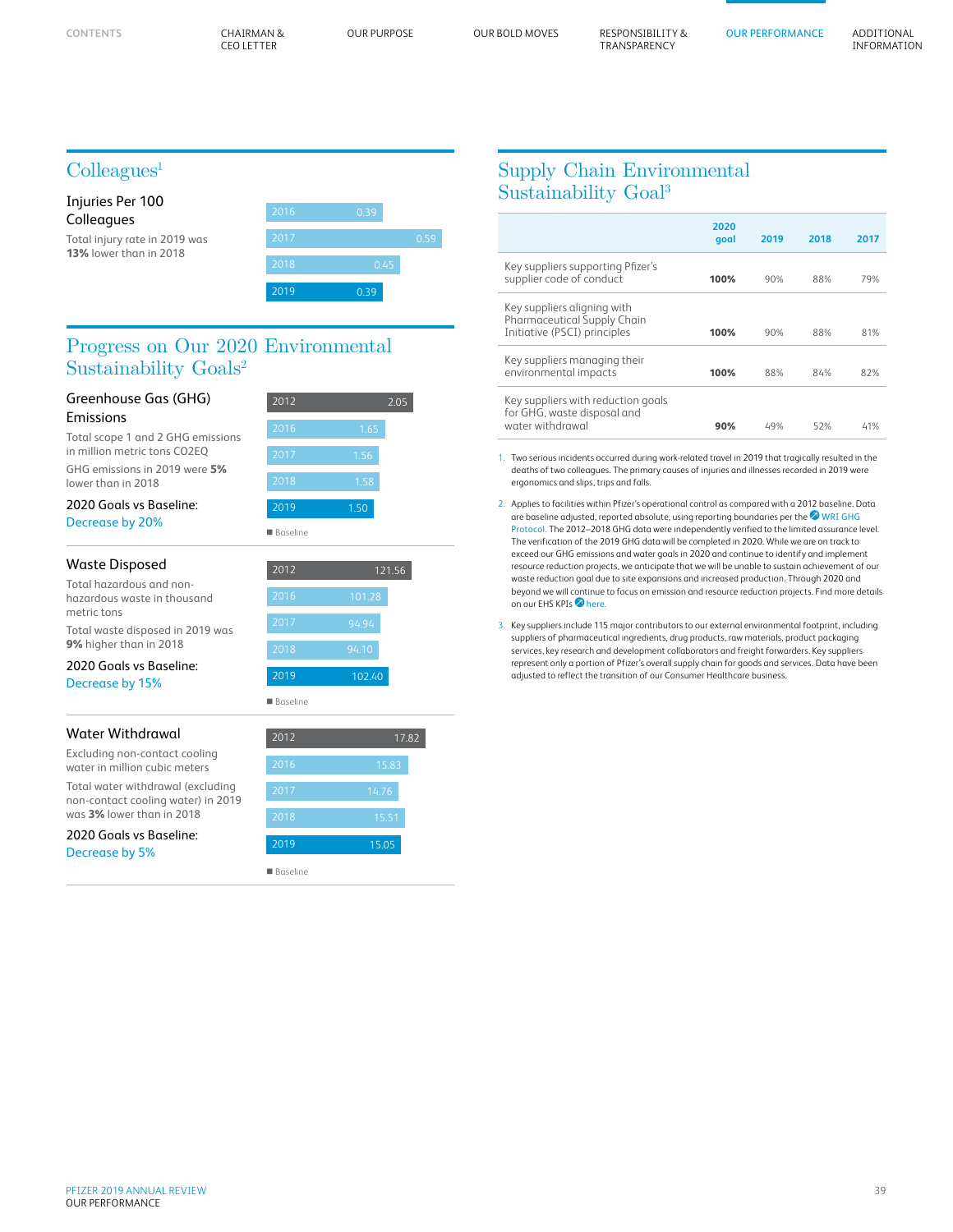## Colleagues[1]

### Injuries Per 100 Colleagues

Total injury rate in 2019 was **13%** lower than in 2018

| Year | Value |
|---|---|
| 2016 | 0.39 |
| 2017 | 0.59 |
| 2018 | 0.45 |
| 2019 | 0.39 |

## Progress on Our 2020 Environmental Sustainability Goals[2]

### Greenhouse Gas (GHG) Emissions

Total scope 1 and 2 GHG emissions in million metric tons CO2EQ

GHG emissions in 2019 were **5%** lower than in 2018

2020 Goals vs Baseline:
Decrease by 20%

| Year | Value |
|---|---|
| 2012 | 2.05 |
| 2016 | 1.65 |
| 2017 | 1.56 |
| 2018 | 1.58 |
| 2019 | 1.50 |

■ Baseline

### Waste Disposed

Total hazardous and non-hazardous waste in thousand metric tons

Total waste disposed in 2019 was **9%** higher than in 2018

2020 Goals vs Baseline:
Decrease by 15%

| Year | Value |
|---|---|
| 2012 | 121.56 |
| 2016 | 101.28 |
| 2017 | 94.94 |
| 2018 | 94.10 |
| 2019 | 102.40 |

■ Baseline

### Water Withdrawal

Excluding non-contact cooling water in million cubic meters

Total water withdrawal (excluding non-contact cooling water) in 2019 was **3%** lower than in 2018

2020 Goals vs Baseline:
Decrease by 5%

| Year | Value |
|---|---|
| 2012 | 17.82 |
| 2016 | 15.83 |
| 2017 | 14.76 |
| 2018 | 15.51 |
| 2019 | 15.05 |

■ Baseline

## Supply Chain Environmental Sustainability Goal[3]

| | 2020 goal | 2019 | 2018 | 2017 |
|---|---|---|---|---|
| Key suppliers supporting Pfizer's supplier code of conduct | **100%** | 90% | 88% | 79% |
| Key suppliers aligning with Pharmaceutical Supply Chain Initiative (PSCI) principles | **100%** | 90% | 88% | 81% |
| Key suppliers managing their environmental impacts | **100%** | 88% | 84% | 82% |
| Key suppliers with reduction goals for GHG, waste disposal and water withdrawal | **90%** | 49% | 52% | 41% |

1. Two serious incidents occurred during work-related travel in 2019 that tragically resulted in the deaths of two colleagues. The primary causes of injuries and illnesses recorded in 2019 were ergonomics and slips, trips and falls.

2. Applies to facilities within Pfizer's operational control as compared with a 2012 baseline. Data are baseline adjusted, reported absolute, using reporting boundaries per the WRI GHG Protocol. The 2012–2018 GHG data were independently verified to the limited assurance level. The verification of the 2019 GHG data will be completed in 2020. While we are on track to exceed our GHG emissions and water goals in 2020 and continue to identify and implement resource reduction projects, we anticipate that we will be unable to sustain achievement of our waste reduction goal due to site expansions and increased production. Through 2020 and beyond we will continue to focus on emission and resource reduction projects. Find more details on our EHS KPIs here.

3. Key suppliers include 115 major contributors to our external environmental footprint, including suppliers of pharmaceutical ingredients, drug products, raw materials, product packaging services, key research and development collaborators and freight forwarders. Key suppliers represent only a portion of Pfizer's overall supply chain for goods and services. Data have been adjusted to reflect the transition of our Consumer Healthcare business.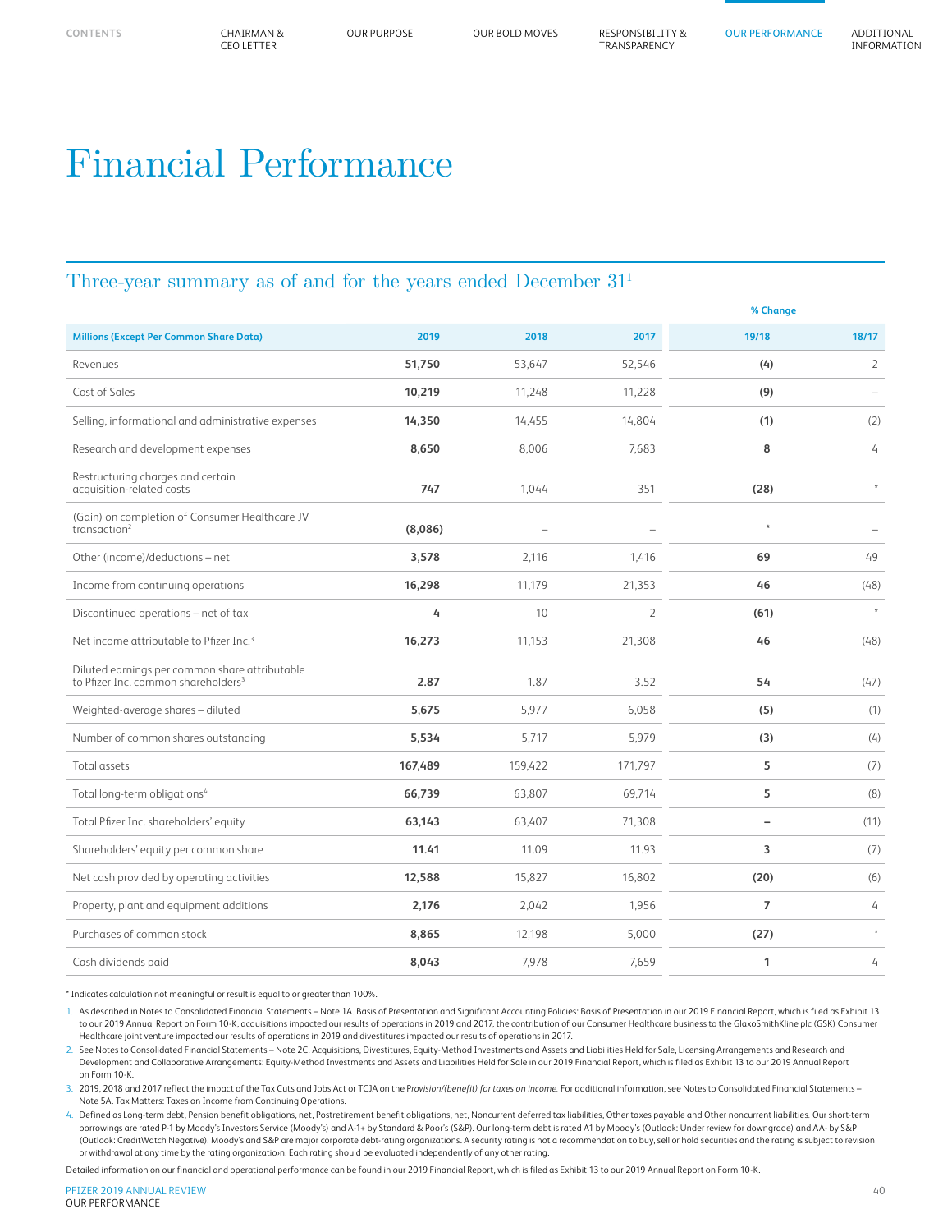# Financial Performance

## Three-year summary as of and for the years ended December 31[1]

| Millions (Except Per Common Share Data) | 2019 | 2018 | 2017 | % Change 19/18 | % Change 18/17 |
|---|---|---|---|---|---|
| Revenues | **51,750** | 53,647 | 52,546 | **(4)** | 2 |
| Cost of Sales | **10,219** | 11,248 | 11,228 | **(9)** | – |
| Selling, informational and administrative expenses | **14,350** | 14,455 | 14,804 | **(1)** | (2) |
| Research and development expenses | **8,650** | 8,006 | 7,683 | **8** | 4 |
| Restructuring charges and certain acquisition-related costs | **747** | 1,044 | 351 | **(28)** | * |
| (Gain) on completion of Consumer Healthcare JV transaction[2] | **(8,086)** | – | – | * | – |
| Other (income)/deductions – net | **3,578** | 2,116 | 1,416 | **69** | 49 |
| Income from continuing operations | **16,298** | 11,179 | 21,353 | **46** | (48) |
| Discontinued operations – net of tax | **4** | 10 | 2 | **(61)** | * |
| Net income attributable to Pfizer Inc.[3] | **16,273** | 11,153 | 21,308 | **46** | (48) |
| Diluted earnings per common share attributable to Pfizer Inc. common shareholders[3] | **2.87** | 1.87 | 3.52 | **54** | (47) |
| Weighted-average shares – diluted | **5,675** | 5,977 | 6,058 | **(5)** | (1) |
| Number of common shares outstanding | **5,534** | 5,717 | 5,979 | **(3)** | (4) |
| Total assets | **167,489** | 159,422 | 171,797 | **5** | (7) |
| Total long-term obligations[4] | **66,739** | 63,807 | 69,714 | **5** | (8) |
| Total Pfizer Inc. shareholders' equity | **63,143** | 63,407 | 71,308 | **–** | (11) |
| Shareholders' equity per common share | **11.41** | 11.09 | 11.93 | **3** | (7) |
| Net cash provided by operating activities | **12,588** | 15,827 | 16,802 | **(20)** | (6) |
| Property, plant and equipment additions | **2,176** | 2,042 | 1,956 | **7** | 4 |
| Purchases of common stock | **8,865** | 12,198 | 5,000 | **(27)** | * |
| Cash dividends paid | **8,043** | 7,978 | 7,659 | **1** | 4 |

* Indicates calculation not meaningful or result is equal to or greater than 100%.

1. As described in Notes to Consolidated Financial Statements – Note 1A. Basis of Presentation and Significant Accounting Policies: Basis of Presentation in our 2019 Financial Report, which is filed as Exhibit 13 to our 2019 Annual Report on Form 10-K, acquisitions impacted our results of operations in 2019 and 2017, the contribution of our Consumer Healthcare business to the GlaxoSmithKline plc (GSK) Consumer Healthcare joint venture impacted our results of operations in 2019 and divestitures impacted our results of operations in 2017.
2. See Notes to Consolidated Financial Statements – Note 2C. Acquisitions, Divestitures, Equity-Method Investments and Assets and Liabilities Held for Sale, Licensing Arrangements and Research and Development and Collaborative Arrangements: Equity-Method Investments and Assets and Liabilities Held for Sale in our 2019 Financial Report, which is filed as Exhibit 13 to our 2019 Annual Report on Form 10-K.
3. 2019, 2018 and 2017 reflect the impact of the Tax Cuts and Jobs Act or TCJA on the *Provision/(benefit) for taxes on income.* For additional information, see Notes to Consolidated Financial Statements – Note 5A. Tax Matters: Taxes on Income from Continuing Operations.
4. Defined as Long-term debt, Pension benefit obligations, net, Postretirement benefit obligations, net, Noncurrent deferred tax liabilities, Other taxes payable and Other noncurrent liabilities. Our short-term borrowings are rated P-1 by Moody's Investors Service (Moody's) and A-1+ by Standard & Poor's (S&P). Our long-term debt is rated A1 by Moody's (Outlook: Under review for downgrade) and AA- by S&P (Outlook: CreditWatch Negative). Moody's and S&P are major corporate debt-rating organizations. A security rating is not a recommendation to buy, sell or hold securities and the rating is subject to revision or withdrawal at any time by the rating organization. Each rating should be evaluated independently of any other rating.

Detailed information on our financial and operational performance can be found in our 2019 Financial Report, which is filed as Exhibit 13 to our 2019 Annual Report on Form 10-K.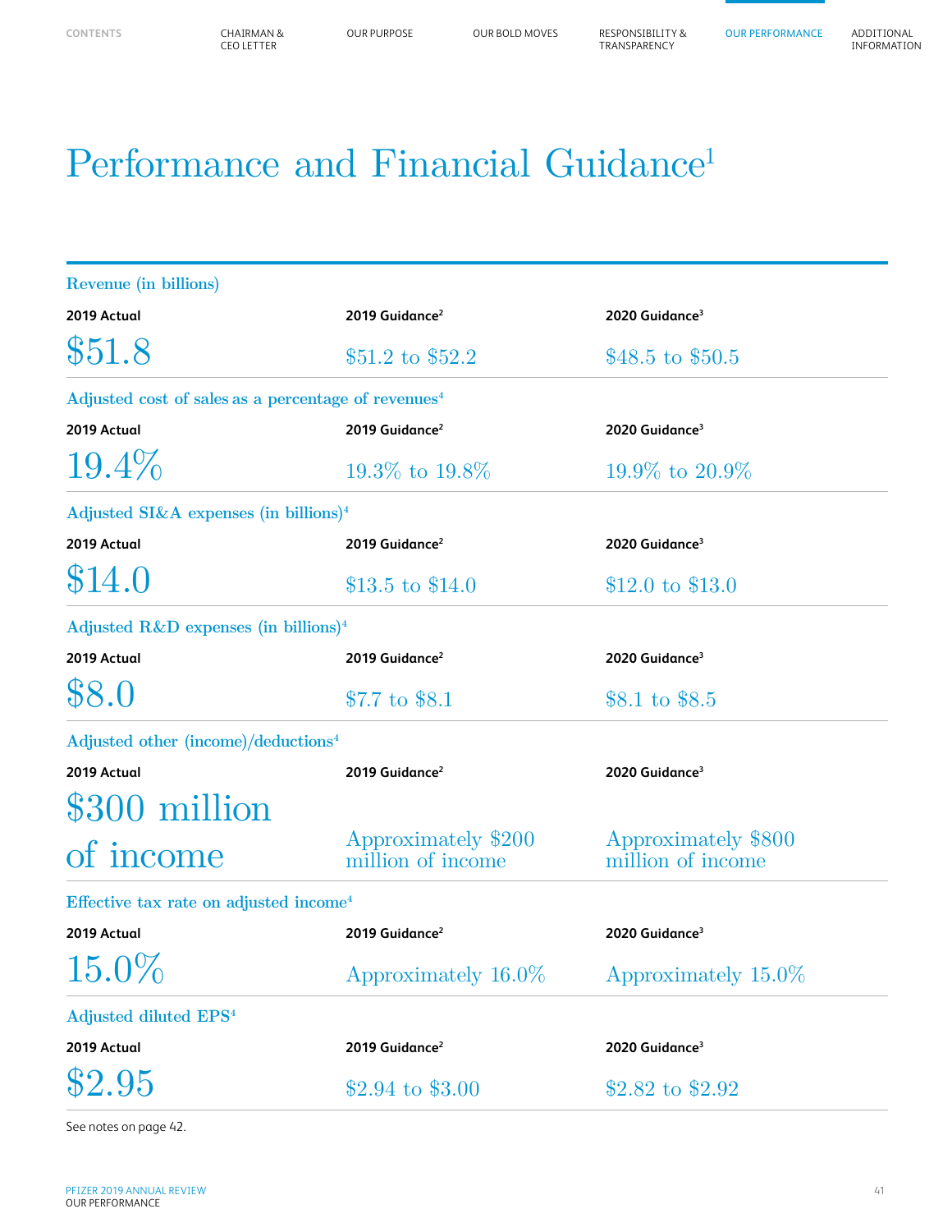# Performance and Financial Guidance[1]

| Revenue (in billions) | | |
|---|---|---|
| **2019 Actual** | **2019 Guidance[2]** | **2020 Guidance[3]** |
| $51.8 | $51.2 to $52.2 | $48.5 to $50.5 |

| Adjusted cost of sales as a percentage of revenues[4] | | |
|---|---|---|
| **2019 Actual** | **2019 Guidance[2]** | **2020 Guidance[3]** |
| 19.4% | 19.3% to 19.8% | 19.9% to 20.9% |

| Adjusted SI&A expenses (in billions)[4] | | |
|---|---|---|
| **2019 Actual** | **2019 Guidance[2]** | **2020 Guidance[3]** |
| $14.0 | $13.5 to $14.0 | $12.0 to $13.0 |

| Adjusted R&D expenses (in billions)[4] | | |
|---|---|---|
| **2019 Actual** | **2019 Guidance[2]** | **2020 Guidance[3]** |
| $8.0 | $7.7 to $8.1 | $8.1 to $8.5 |

| Adjusted other (income)/deductions[4] | | |
|---|---|---|
| **2019 Actual** | **2019 Guidance[2]** | **2020 Guidance[3]** |
| $300 million of income | Approximately $200 million of income | Approximately $800 million of income |

| Effective tax rate on adjusted income[4] | | |
|---|---|---|
| **2019 Actual** | **2019 Guidance[2]** | **2020 Guidance[3]** |
| 15.0% | Approximately 16.0% | Approximately 15.0% |

| Adjusted diluted EPS[4] | | |
|---|---|---|
| **2019 Actual** | **2019 Guidance[2]** | **2020 Guidance[3]** |
| $2.95 | $2.94 to $3.00 | $2.82 to $2.92 |

See notes on page 42.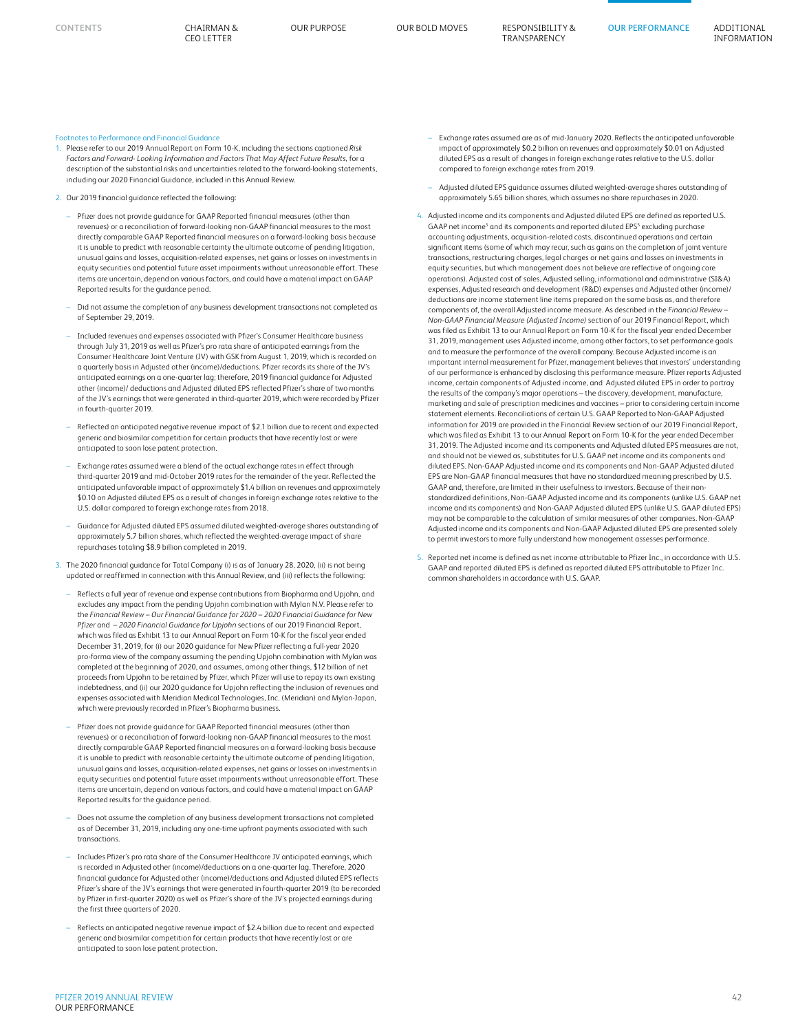Footnotes to Performance and Financial Guidance

1. Please refer to our 2019 Annual Report on Form 10-K, including the sections captioned *Risk Factors and Forward- Looking Information and Factors That May Affect Future Results,* for a description of the substantial risks and uncertainties related to the forward-looking statements, including our 2020 Financial Guidance, included in this Annual Review.

2. Our 2019 financial guidance reflected the following:

   – Pfizer does not provide guidance for GAAP Reported financial measures (other than revenues) or a reconciliation of forward-looking non-GAAP financial measures to the most directly comparable GAAP Reported financial measures on a forward-looking basis because it is unable to predict with reasonable certainty the ultimate outcome of pending litigation, unusual gains and losses, acquisition-related expenses, net gains or losses on investments in equity securities and potential future asset impairments without unreasonable effort. These items are uncertain, depend on various factors, and could have a material impact on GAAP Reported results for the guidance period.

   – Did not assume the completion of any business development transactions not completed as of September 29, 2019.

   – Included revenues and expenses associated with Pfizer's Consumer Healthcare business through July 31, 2019 as well as Pfizer's pro rata share of anticipated earnings from the Consumer Healthcare Joint Venture (JV) with GSK from August 1, 2019, which is recorded on a quarterly basis in Adjusted other (income)/deductions. Pfizer records its share of the JV's anticipated earnings on a one-quarter lag; therefore, 2019 financial guidance for Adjusted other (income)/ deductions and Adjusted diluted EPS reflected Pfizer's share of two months of the JV's earnings that were generated in third-quarter 2019, which were recorded by Pfizer in fourth-quarter 2019.

   – Reflected an anticipated negative revenue impact of $2.1 billion due to recent and expected generic and biosimilar competition for certain products that have recently lost or were anticipated to soon lose patent protection.

   – Exchange rates assumed were a blend of the actual exchange rates in effect through third-quarter 2019 and mid-October 2019 rates for the remainder of the year. Reflected the anticipated unfavorable impact of approximately $1.4 billion on revenues and approximately $0.10 on Adjusted diluted EPS as a result of changes in foreign exchange rates relative to the U.S. dollar compared to foreign exchange rates from 2018.

   – Guidance for Adjusted diluted EPS assumed diluted weighted-average shares outstanding of approximately 5.7 billion shares, which reflected the weighted-average impact of share repurchases totaling $8.9 billion completed in 2019.

3. The 2020 financial guidance for Total Company (i) is as of January 28, 2020, (ii) is not being updated or reaffirmed in connection with this Annual Review, and (iii) reflects the following:

   – Reflects a full year of revenue and expense contributions from Biopharma and Upjohn, and excludes any impact from the pending Upjohn combination with Mylan N.V. Please refer to the *Financial Review – Our Financial Guidance for 2020 – 2020 Financial Guidance for New Pfizer* and *– 2020 Financial Guidance for Upjohn* sections of our 2019 Financial Report, which was filed as Exhibit 13 to our Annual Report on Form 10-K for the fiscal year ended December 31, 2019, for (i) our 2020 guidance for New Pfizer reflecting a full-year 2020 pro-forma view of the company assuming the pending Upjohn combination with Mylan was completed at the beginning of 2020, and assumes, among other things, $12 billion of net proceeds from Upjohn to be retained by Pfizer, which Pfizer will use to repay its own existing indebtedness, and (ii) our 2020 guidance for Upjohn reflecting the inclusion of revenues and expenses associated with Meridian Medical Technologies, Inc. (Meridian) and Mylan-Japan, which were previously recorded in Pfizer's Biopharma business.

   – Pfizer does not provide guidance for GAAP Reported financial measures (other than revenues) or a reconciliation of forward-looking non-GAAP financial measures to the most directly comparable GAAP Reported financial measures on a forward-looking basis because it is unable to predict with reasonable certainty the ultimate outcome of pending litigation, unusual gains and losses, acquisition-related expenses, net gains or losses on investments in equity securities and potential future asset impairments without unreasonable effort. These items are uncertain, depend on various factors, and could have a material impact on GAAP Reported results for the guidance period.

   – Does not assume the completion of any business development transactions not completed as of December 31, 2019, including any one-time upfront payments associated with such transactions.

   – Includes Pfizer's pro rata share of the Consumer Healthcare JV anticipated earnings, which is recorded in Adjusted other (income)/deductions on a one-quarter lag. Therefore, 2020 financial guidance for Adjusted other (income)/deductions and Adjusted diluted EPS reflects Pfizer's share of the JV's earnings that were generated in fourth-quarter 2019 (to be recorded by Pfizer in first-quarter 2020) as well as Pfizer's share of the JV's projected earnings during the first three quarters of 2020.

   – Reflects an anticipated negative revenue impact of $2.4 billion due to recent and expected generic and biosimilar competition for certain products that have recently lost or are anticipated to soon lose patent protection.

   – Exchange rates assumed are as of mid-January 2020. Reflects the anticipated unfavorable impact of approximately $0.2 billion on revenues and approximately $0.01 on Adjusted diluted EPS as a result of changes in foreign exchange rates relative to the U.S. dollar compared to foreign exchange rates from 2019.

   – Adjusted diluted EPS guidance assumes diluted weighted-average shares outstanding of approximately 5.65 billion shares, which assumes no share repurchases in 2020.

4. Adjusted income and its components and Adjusted diluted EPS are defined as reported U.S. GAAP net income[5] and its components and reported diluted EPS[5] excluding purchase accounting adjustments, acquisition-related costs, discontinued operations and certain significant items (some of which may recur, such as gains on the completion of joint venture transactions, restructuring charges, legal charges or net gains and losses on investments in equity securities, but which management does not believe are reflective of ongoing core operations). Adjusted cost of sales, Adjusted selling, informational and administrative (SI&A) expenses, Adjusted research and development (R&D) expenses and Adjusted other (income)/ deductions are income statement line items prepared on the same basis as, and therefore components of, the overall Adjusted income measure. As described in the *Financial Review – Non-GAAP Financial Measure (Adjusted Income)* section of our 2019 Financial Report, which was filed as Exhibit 13 to our Annual Report on Form 10-K for the fiscal year ended December 31, 2019, management uses Adjusted income, among other factors, to set performance goals and to measure the performance of the overall company. Because Adjusted income is an important internal measurement for Pfizer, management believes that investors' understanding of our performance is enhanced by disclosing this performance measure. Pfizer reports Adjusted income, certain components of Adjusted income, and Adjusted diluted EPS in order to portray the results of the company's major operations – the discovery, development, manufacture, marketing and sale of prescription medicines and vaccines – prior to considering certain income statement elements. Reconciliations of certain U.S. GAAP Reported to Non-GAAP Adjusted information for 2019 are provided in the Financial Review section of our 2019 Financial Report, which was filed as Exhibit 13 to our Annual Report on Form 10-K for the year ended December 31, 2019. The Adjusted income and its components and Adjusted diluted EPS measures are not, and should not be viewed as, substitutes for U.S. GAAP net income and its components and diluted EPS. Non-GAAP Adjusted income and its components and Non-GAAP Adjusted diluted EPS are Non-GAAP financial measures that have no standardized meaning prescribed by U.S. GAAP and, therefore, are limited in their usefulness to investors. Because of their non-standardized definitions, Non-GAAP Adjusted income and its components (unlike U.S. GAAP net income and its components) and Non-GAAP Adjusted diluted EPS (unlike U.S. GAAP diluted EPS) may not be comparable to the calculation of similar measures of other companies. Non-GAAP Adjusted income and its components and Non-GAAP Adjusted diluted EPS are presented solely to permit investors to more fully understand how management assesses performance.

5. Reported net income is defined as net income attributable to Pfizer Inc., in accordance with U.S. GAAP and reported diluted EPS is defined as reported diluted EPS attributable to Pfizer Inc. common shareholders in accordance with U.S. GAAP.